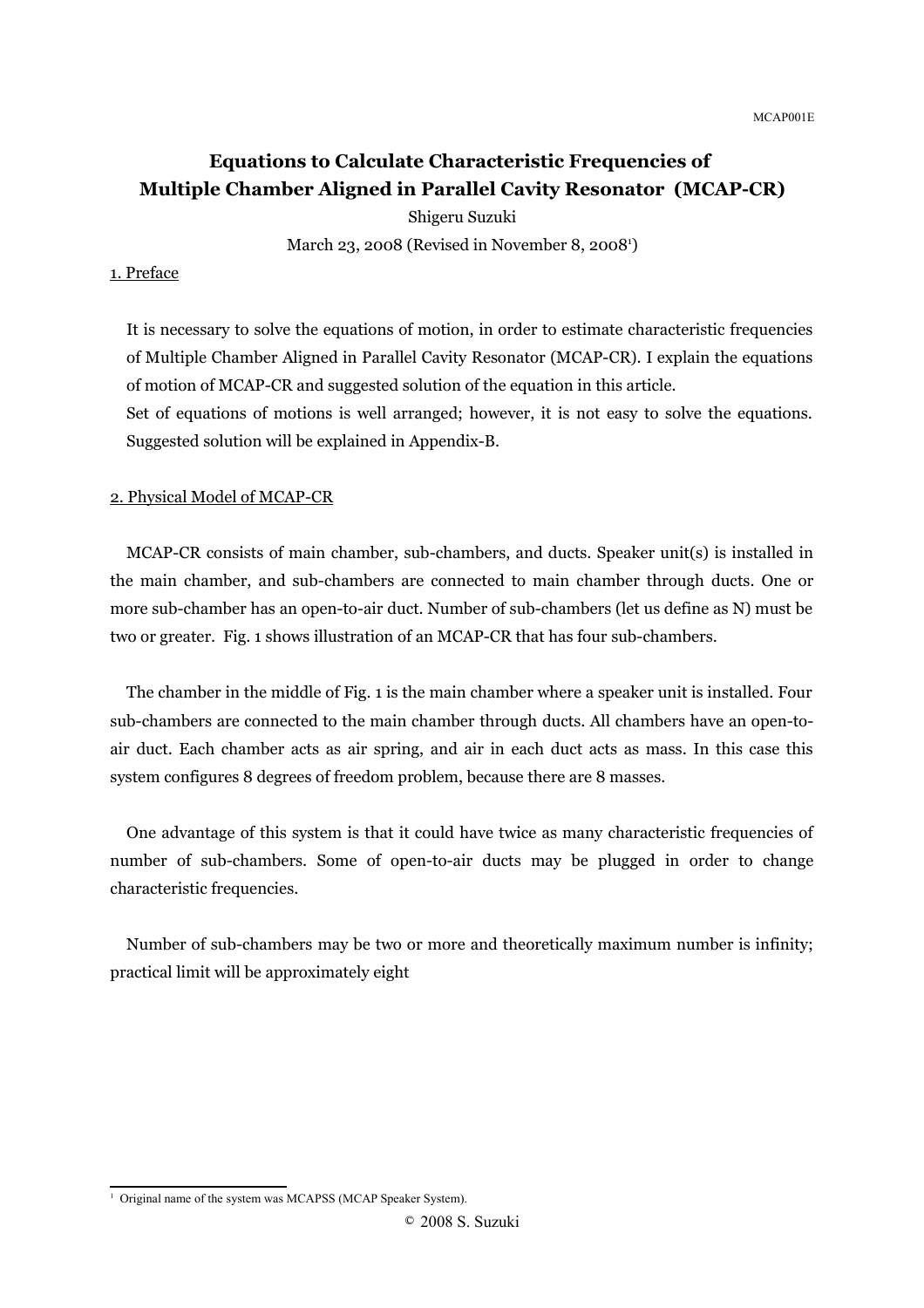# Equations to Calculate Characteristic Frequencies of Multiple Chamber Aligned in Parallel Cavity Resonator (MCAP-CR)

Shigeru Suzuki

March 23, 2008 (Revised in November 8, 2008[1])

## 1. Preface

It is necessary to solve the equations of motion, in order to estimate characteristic frequencies of Multiple Chamber Aligned in Parallel Cavity Resonator (MCAP-CR). I explain the equations of motion of MCAP-CR and suggested solution of the equation in this article.

Set of equations of motions is well arranged; however, it is not easy to solve the equations. Suggested solution will be explained in Appendix-B.

## 2. Physical Model of MCAP-CR

MCAP-CR consists of main chamber, sub-chambers, and ducts. Speaker unit(s) is installed in the main chamber, and sub-chambers are connected to main chamber through ducts. One or more sub-chamber has an open-to-air duct. Number of sub-chambers (let us define as N) must be two or greater. Fig. 1 shows illustration of an MCAP-CR that has four sub-chambers.

The chamber in the middle of Fig. 1 is the main chamber where a speaker unit is installed. Four sub-chambers are connected to the main chamber through ducts. All chambers have an open-to-air duct. Each chamber acts as air spring, and air in each duct acts as mass. In this case this system configures 8 degrees of freedom problem, because there are 8 masses.

One advantage of this system is that it could have twice as many characteristic frequencies of number of sub-chambers. Some of open-to-air ducts may be plugged in order to change characteristic frequencies.

Number of sub-chambers may be two or more and theoretically maximum number is infinity; practical limit will be approximately eight

---

[1] Original name of the system was MCAPSS (MCAP Speaker System).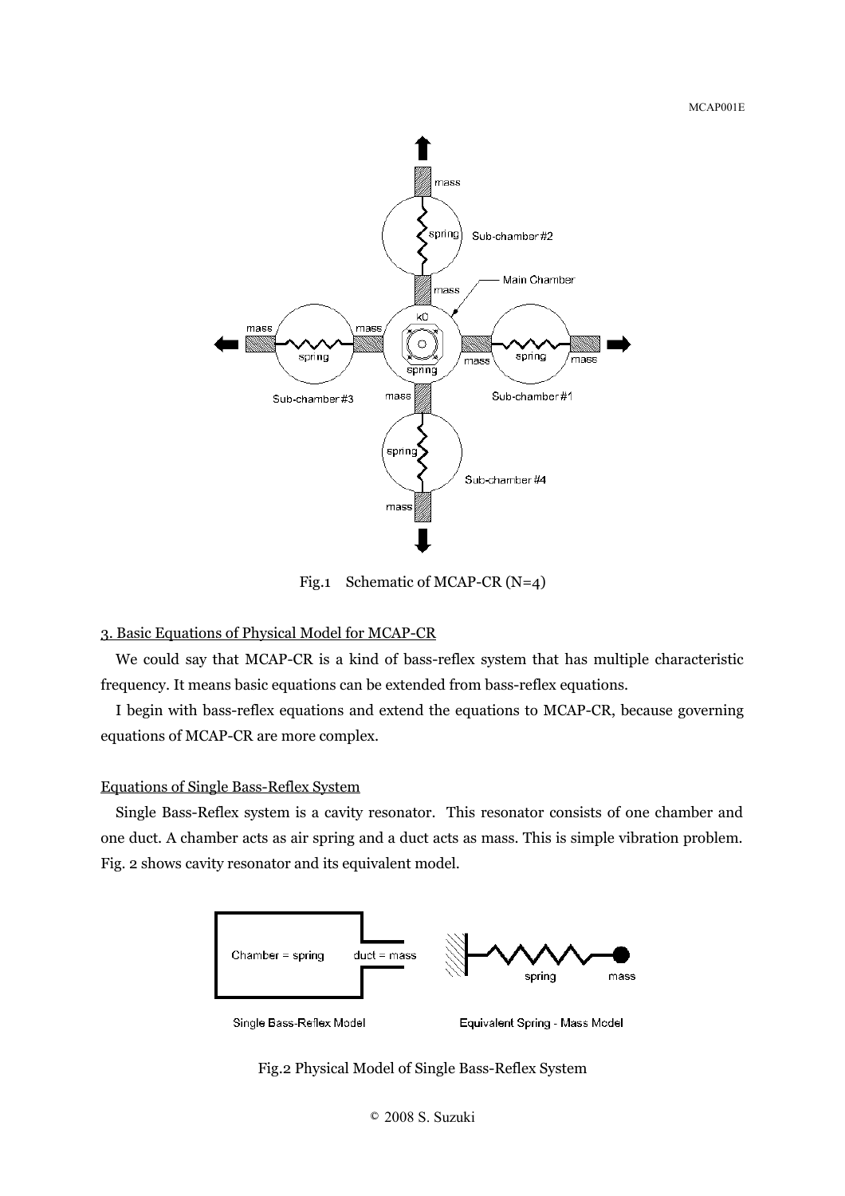Fig.1 Schematic of MCAP-CR (N=4)

## 3. Basic Equations of Physical Model for MCAP-CR

We could say that MCAP-CR is a kind of bass-reflex system that has multiple characteristic frequency. It means basic equations can be extended from bass-reflex equations.

I begin with bass-reflex equations and extend the equations to MCAP-CR, because governing equations of MCAP-CR are more complex.

### Equations of Single Bass-Reflex System

Single Bass-Reflex system is a cavity resonator. This resonator consists of one chamber and one duct. A chamber acts as air spring and a duct acts as mass. This is simple vibration problem. Fig. 2 shows cavity resonator and its equivalent model.

Fig.2 Physical Model of Single Bass-Reflex System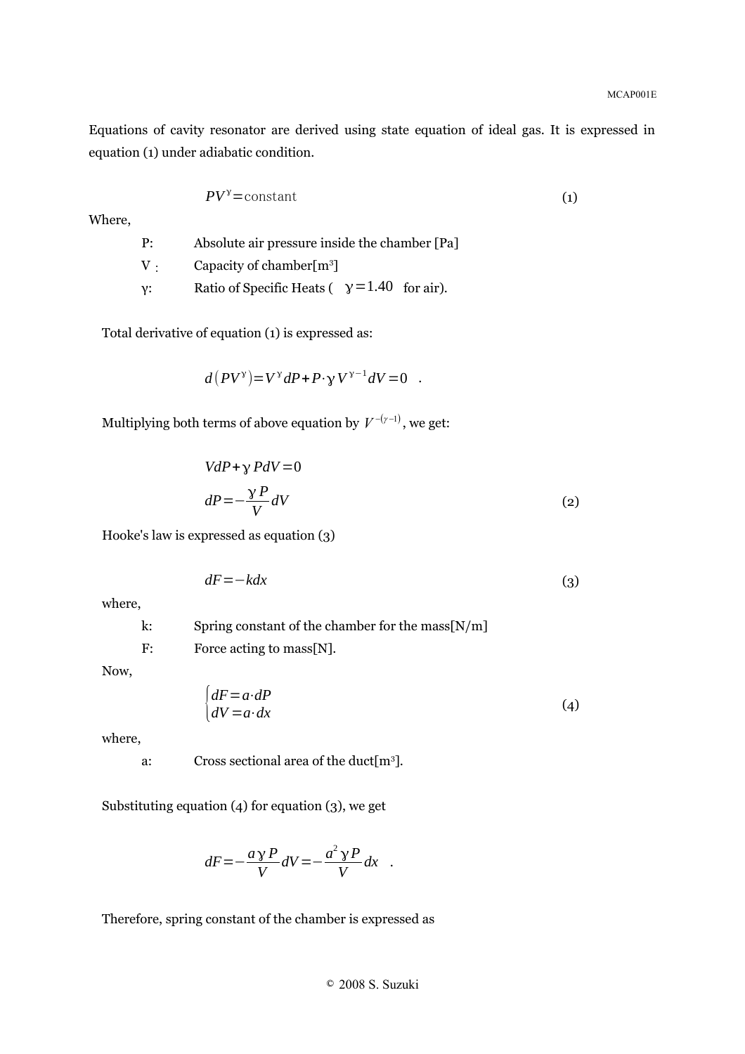Equations of cavity resonator are derived using state equation of ideal gas. It is expressed in equation (1) under adiabatic condition.

$$PV^{\gamma}=\text{constant} \tag{1}$$

Where,

- P: Absolute air pressure inside the chamber [Pa]
- V : Capacity of chamber[m$^3$]
- γ: Ratio of Specific Heats ( $\gamma=1.40$ for air).

Total derivative of equation (1) is expressed as:

$$d\left(PV^{\gamma}\right)=V^{\gamma}dP+P\cdot\gamma V^{\gamma-1}dV=0 \quad .$$

Multiplying both terms of above equation by $V^{-(\gamma-1)}$, we get:

$$VdP+\gamma PdV=0$$

$$dP=-\frac{\gamma P}{V}dV \tag{2}$$

Hooke's law is expressed as equation (3)

$$dF=-kdx \tag{3}$$

where,

- k: Spring constant of the chamber for the mass[N/m]
- F: Force acting to mass[N].

Now,

$$\begin{cases} dF=a\cdot dP \\ dV=a\cdot dx \end{cases} \tag{4}$$

where,

- a: Cross sectional area of the duct[m$^3$].

Substituting equation (4) for equation (3), we get

$$dF=-\frac{a\gamma P}{V}dV=-\frac{a^2\gamma P}{V}dx \quad .$$

Therefore, spring constant of the chamber is expressed as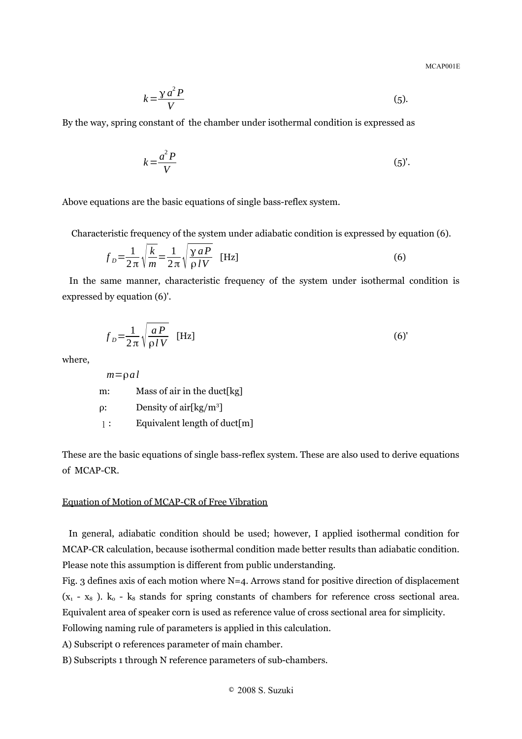$$k = \frac{\gamma a^2 P}{V} \qquad (5).$$

By the way, spring constant of the chamber under isothermal condition is expressed as

$$k = \frac{a^2 P}{V} \qquad (5)'.$$

Above equations are the basic equations of single bass-reflex system.

Characteristic frequency of the system under adiabatic condition is expressed by equation (6).

$$f_D = \frac{1}{2\pi}\sqrt{\frac{k}{m}} = \frac{1}{2\pi}\sqrt{\frac{\gamma a P}{\rho l V}} \quad \text{[Hz]} \qquad (6)$$

In the same manner, characteristic frequency of the system under isothermal condition is expressed by equation (6)'.

$$f_D = \frac{1}{2\pi}\sqrt{\frac{a P}{\rho l V}} \quad \text{[Hz]} \qquad (6)'$$

where,

$m = \rho a l$

- m: Mass of air in the duct[kg]
- ρ: Density of air[kg/m³]
- l : Equivalent length of duct[m]

These are the basic equations of single bass-reflex system. These are also used to derive equations of MCAP-CR.

Equation of Motion of MCAP-CR of Free Vibration

In general, adiabatic condition should be used; however, I applied isothermal condition for MCAP-CR calculation, because isothermal condition made better results than adiabatic condition. Please note this assumption is different from public understanding.

Fig. 3 defines axis of each motion where N=4. Arrows stand for positive direction of displacement ($x_1$ - $x_8$ ). $k_0$ - $k_8$ stands for spring constants of chambers for reference cross sectional area. Equivalent area of speaker corn is used as reference value of cross sectional area for simplicity.

Following naming rule of parameters is applied in this calculation.

A) Subscript 0 references parameter of main chamber.

B) Subscripts 1 through N reference parameters of sub-chambers.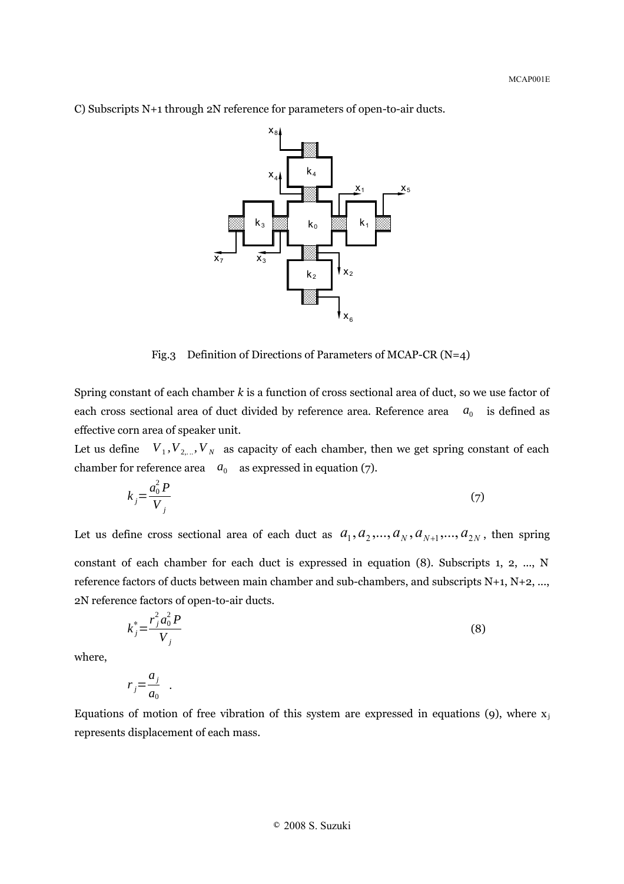C) Subscripts N+1 through 2N reference for parameters of open-to-air ducts.

Fig.3 Definition of Directions of Parameters of MCAP-CR (N=4)

Spring constant of each chamber *k* is a function of cross sectional area of duct, so we use factor of each cross sectional area of duct divided by reference area. Reference area $a_0$ is defined as effective corn area of speaker unit.

Let us define $V_1, V_{2,...}, V_N$ as capacity of each chamber, then we get spring constant of each chamber for reference area $a_0$ as expressed in equation (7).

$$k_j = \frac{a_0^2 P}{V_j} \tag{7}$$

Let us define cross sectional area of each duct as $a_1, a_2, ..., a_N, a_{N+1}, ..., a_{2N}$, then spring constant of each chamber for each duct is expressed in equation (8). Subscripts 1, 2, ..., N reference factors of ducts between main chamber and sub-chambers, and subscripts N+1, N+2, ..., 2N reference factors of open-to-air ducts.

$$k_j^* = \frac{r_j^2 a_0^2 P}{V_j} \tag{8}$$

where,

$$r_j = \frac{a_j}{a_0} \quad .$$

Equations of motion of free vibration of this system are expressed in equations (9), where $x_j$ represents displacement of each mass.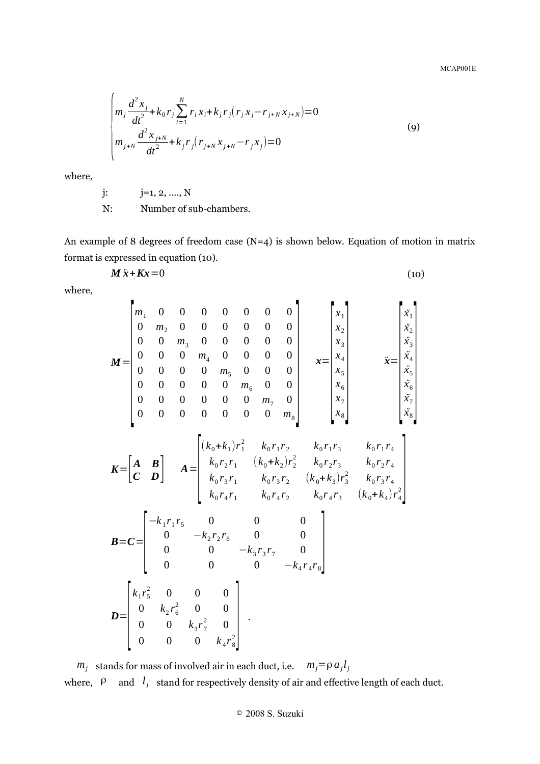$$
\begin{cases}
m_j \dfrac{d^2 x_j}{dt^2} + k_0 r_j \displaystyle\sum_{i=1}^{N} r_i x_i + k_j r_j \left( r_j x_j - r_{j+N} x_{j+N} \right) = 0 \\
m_{j+N} \dfrac{d^2 x_{j+N}}{dt^2} + k_j r_j \left( r_{j+N} x_{j+N} - r_j x_j \right) = 0
\end{cases}
\tag{9}
$$

where,

j: j=1, 2, ...., N

N: Number of sub-chambers.

An example of 8 degrees of freedom case (N=4) is shown below. Equation of motion in matrix format is expressed in equation (10).

$$
\boldsymbol{M}\ddot{\boldsymbol{x}} + \boldsymbol{K}\boldsymbol{x} = 0 \tag{10}
$$

where,

$$
\boldsymbol{M} = \begin{bmatrix}
m_1 & 0 & 0 & 0 & 0 & 0 & 0 & 0 \\
0 & m_2 & 0 & 0 & 0 & 0 & 0 & 0 \\
0 & 0 & m_3 & 0 & 0 & 0 & 0 & 0 \\
0 & 0 & 0 & m_4 & 0 & 0 & 0 & 0 \\
0 & 0 & 0 & 0 & m_5 & 0 & 0 & 0 \\
0 & 0 & 0 & 0 & 0 & m_6 & 0 & 0 \\
0 & 0 & 0 & 0 & 0 & 0 & m_7 & 0 \\
0 & 0 & 0 & 0 & 0 & 0 & 0 & m_8
\end{bmatrix}
\quad
\boldsymbol{x} = \begin{bmatrix} x_1 \\ x_2 \\ x_3 \\ x_4 \\ x_5 \\ x_6 \\ x_7 \\ x_8 \end{bmatrix}
\quad
\ddot{\boldsymbol{x}} = \begin{bmatrix} \ddot{x}_1 \\ \ddot{x}_2 \\ \ddot{x}_3 \\ \ddot{x}_4 \\ \ddot{x}_5 \\ \ddot{x}_6 \\ \ddot{x}_7 \\ \ddot{x}_8 \end{bmatrix}
$$

$$
\boldsymbol{K} = \begin{bmatrix} \boldsymbol{A} & \boldsymbol{B} \\ \boldsymbol{C} & \boldsymbol{D} \end{bmatrix}
\quad
\boldsymbol{A} = \begin{bmatrix}
(k_0 + k_1) r_1^2 & k_0 r_1 r_2 & k_0 r_1 r_3 & k_0 r_1 r_4 \\
k_0 r_2 r_1 & (k_0 + k_2) r_2^2 & k_0 r_2 r_3 & k_0 r_2 r_4 \\
k_0 r_3 r_1 & k_0 r_3 r_2 & (k_0 + k_3) r_3^2 & k_0 r_3 r_4 \\
k_0 r_4 r_1 & k_0 r_4 r_2 & k_0 r_4 r_3 & (k_0 + k_4) r_4^2
\end{bmatrix}
$$

$$
\boldsymbol{B} = \boldsymbol{C} = \begin{bmatrix}
-k_1 r_1 r_5 & 0 & 0 & 0 \\
0 & -k_2 r_2 r_6 & 0 & 0 \\
0 & 0 & -k_3 r_3 r_7 & 0 \\
0 & 0 & 0 & -k_4 r_4 r_8
\end{bmatrix}
$$

$$
\boldsymbol{D} = \begin{bmatrix}
k_1 r_5^2 & 0 & 0 & 0 \\
0 & k_2 r_6^2 & 0 & 0 \\
0 & 0 & k_3 r_7^2 & 0 \\
0 & 0 & 0 & k_4 r_8^2
\end{bmatrix}.
$$

$m_j$ stands for mass of involved air in each duct, i.e. $m_j = \rho a_j l_j$

where, $\rho$ and $l_j$ stand for respectively density of air and effective length of each duct.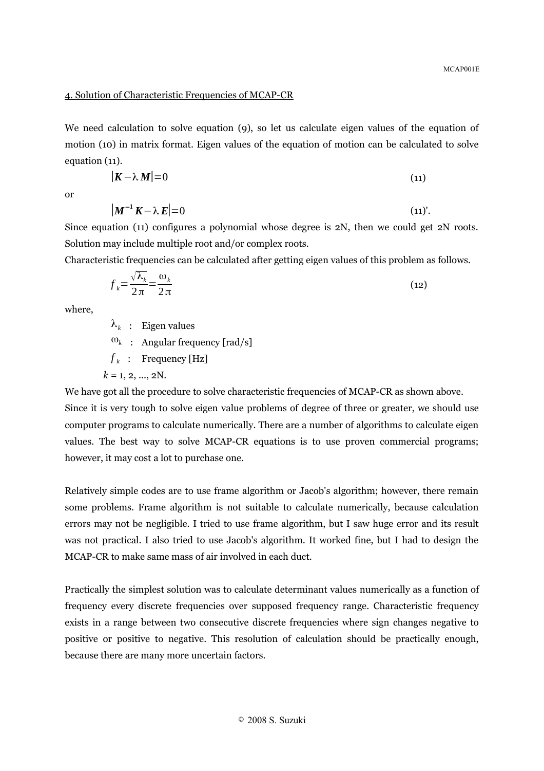4. Solution of Characteristic Frequencies of MCAP-CR

We need calculation to solve equation (9), so let us calculate eigen values of the equation of motion (10) in matrix format. Eigen values of the equation of motion can be calculated to solve equation (11).

$$|\boldsymbol{K} - \lambda \boldsymbol{M}| = 0 \tag{11}$$

or

$$|\boldsymbol{M}^{-1} \boldsymbol{K} - \lambda \boldsymbol{E}| = 0 \tag{11)'.$$

Since equation (11) configures a polynomial whose degree is 2N, then we could get 2N roots. Solution may include multiple root and/or complex roots.

Characteristic frequencies can be calculated after getting eigen values of this problem as follows.

$$f_k = \frac{\sqrt{\lambda_k}}{2\pi} = \frac{\omega_k}{2\pi} \tag{12}$$

where,

- $\lambda_k$ : Eigen values
- $\omega_k$ : Angular frequency [rad/s]
- $f_k$ : Frequency [Hz]

$k$ = 1, 2, ..., 2N.

We have got all the procedure to solve characteristic frequencies of MCAP-CR as shown above.
Since it is very tough to solve eigen value problems of degree of three or greater, we should use computer programs to calculate numerically. There are a number of algorithms to calculate eigen values. The best way to solve MCAP-CR equations is to use proven commercial programs; however, it may cost a lot to purchase one.

Relatively simple codes are to use frame algorithm or Jacob's algorithm; however, there remain some problems. Frame algorithm is not suitable to calculate numerically, because calculation errors may not be negligible. I tried to use frame algorithm, but I saw huge error and its result was not practical. I also tried to use Jacob's algorithm. It worked fine, but I had to design the MCAP-CR to make same mass of air involved in each duct.

Practically the simplest solution was to calculate determinant values numerically as a function of frequency every discrete frequencies over supposed frequency range. Characteristic frequency exists in a range between two consecutive discrete frequencies where sign changes negative to positive or positive to negative. This resolution of calculation should be practically enough, because there are many more uncertain factors.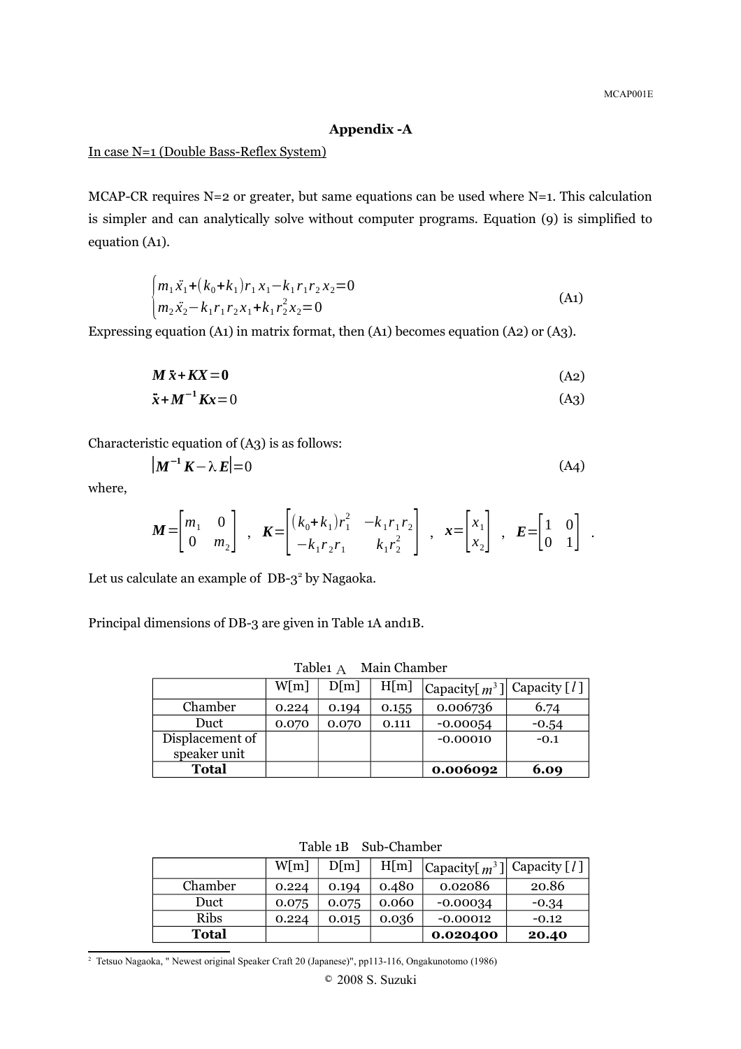## Appendix -A

In case N=1 (Double Bass-Reflex System)

MCAP-CR requires N=2 or greater, but same equations can be used where N=1. This calculation is simpler and can analytically solve without computer programs. Equation (9) is simplified to equation (A1).

$$\begin{cases} m_1 \ddot{x}_1 + (k_0 + k_1) r_1 x_1 - k_1 r_1 r_2 x_2 = 0 \\ m_2 \ddot{x}_2 - k_1 r_1 r_2 x_1 + k_1 r_2^2 x_2 = 0 \end{cases} \tag{A1}$$

Expressing equation (A1) in matrix format, then (A1) becomes equation (A2) or (A3).

$$\boldsymbol{M} \ddot{\boldsymbol{x}} + \boldsymbol{K}\boldsymbol{X} = \boldsymbol{0} \tag{A2}$$

$$\ddot{\boldsymbol{x}} + \boldsymbol{M}^{-1} \boldsymbol{K}\boldsymbol{x} = 0 \tag{A3}$$

Characteristic equation of (A3) is as follows:

$$\left| \boldsymbol{M}^{-1} \boldsymbol{K} - \lambda \boldsymbol{E} \right| = 0 \tag{A4}$$

where,

$$\boldsymbol{M} = \begin{bmatrix} m_1 & 0 \\ 0 & m_2 \end{bmatrix} \ , \ \boldsymbol{K} = \begin{bmatrix} (k_0 + k_1) r_1^2 & -k_1 r_1 r_2 \\ -k_1 r_2 r_1 & k_1 r_2^2 \end{bmatrix} \ , \ \boldsymbol{x} = \begin{bmatrix} x_1 \\ x_2 \end{bmatrix} \ , \ \boldsymbol{E} = \begin{bmatrix} 1 & 0 \\ 0 & 1 \end{bmatrix} \ .$$

Let us calculate an example of DB-3[2] by Nagaoka.

Principal dimensions of DB-3 are given in Table 1A and1B.

Table1 A Main Chamber

| | W[m] | D[m] | H[m] | Capacity[$m^3$] | Capacity [$l$] |
|---|---|---|---|---|---|
| Chamber | 0.224 | 0.194 | 0.155 | 0.006736 | 6.74 |
| Duct | 0.070 | 0.070 | 0.111 | -0.00054 | -0.54 |
| Displacement of speaker unit | | | | -0.00010 | -0.1 |
| **Total** | | | | **0.006092** | **6.09** |

Table 1B Sub-Chamber

| | W[m] | D[m] | H[m] | Capacity[$m^3$] | Capacity [$l$] |
|---|---|---|---|---|---|
| Chamber | 0.224 | 0.194 | 0.480 | 0.02086 | 20.86 |
| Duct | 0.075 | 0.075 | 0.060 | -0.00034 | -0.34 |
| Ribs | 0.224 | 0.015 | 0.036 | -0.00012 | -0.12 |
| **Total** | | | | **0.020400** | **20.40** |

[2] Tetsuo Nagaoka, " Newest original Speaker Craft 20 (Japanese)", pp113-116, Ongakunotomo (1986)

© 2008 S. Suzuki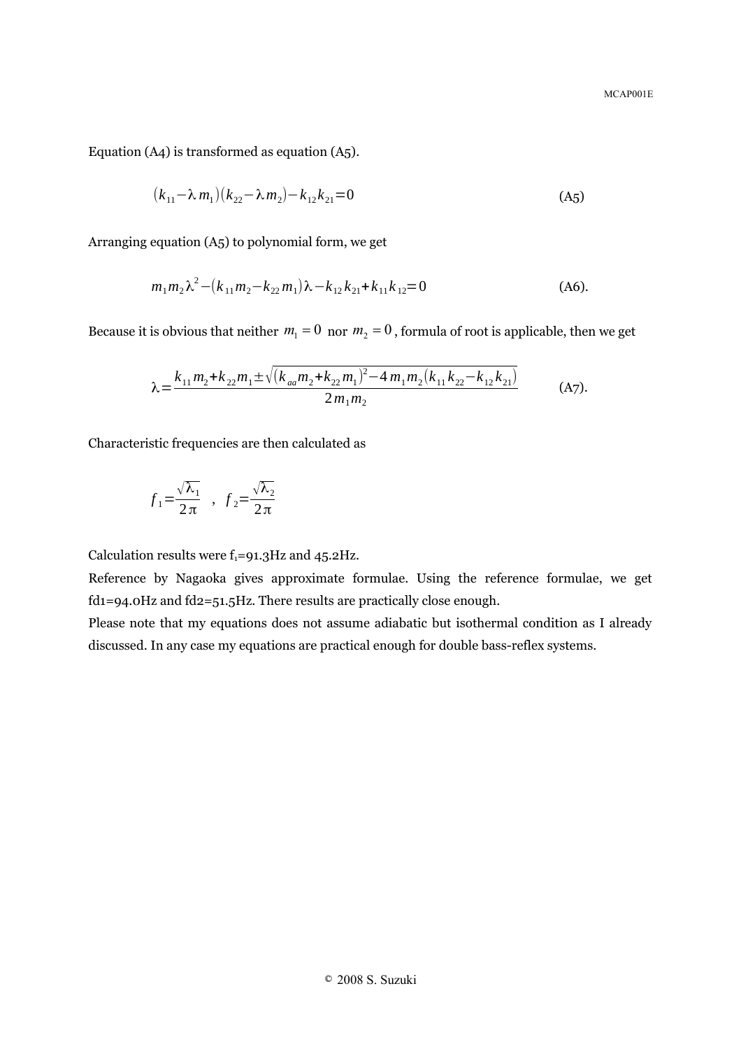Equation (A4) is transformed as equation (A5).

$$(k_{11} - \lambda m_1)(k_{22} - \lambda m_2) - k_{12} k_{21} = 0 \quad \text{(A5)}$$

Arranging equation (A5) to polynomial form, we get

$$m_1 m_2 \lambda^2 - (k_{11} m_2 - k_{22} m_1)\lambda - k_{12} k_{21} + k_{11} k_{12} = 0 \quad \text{(A6)}.$$

Because it is obvious that neither $m_1 = 0$ nor $m_2 = 0$, formula of root is applicable, then we get

$$\lambda = \frac{k_{11} m_2 + k_{22} m_1 \pm \sqrt{(k_{aa} m_2 + k_{22} m_1)^2 - 4 m_1 m_2 (k_{11} k_{22} - k_{12} k_{21})}}{2 m_1 m_2} \quad \text{(A7)}.$$

Characteristic frequencies are then calculated as

$$f_1 = \frac{\sqrt{\lambda_1}}{2\pi} \quad , \quad f_2 = \frac{\sqrt{\lambda_2}}{2\pi}$$

Calculation results were $f_1$=91.3Hz and 45.2Hz.

Reference by Nagaoka gives approximate formulae. Using the reference formulae, we get fd1=94.0Hz and fd2=51.5Hz. There results are practically close enough.

Please note that my equations does not assume adiabatic but isothermal condition as I already discussed. In any case my equations are practical enough for double bass-reflex systems.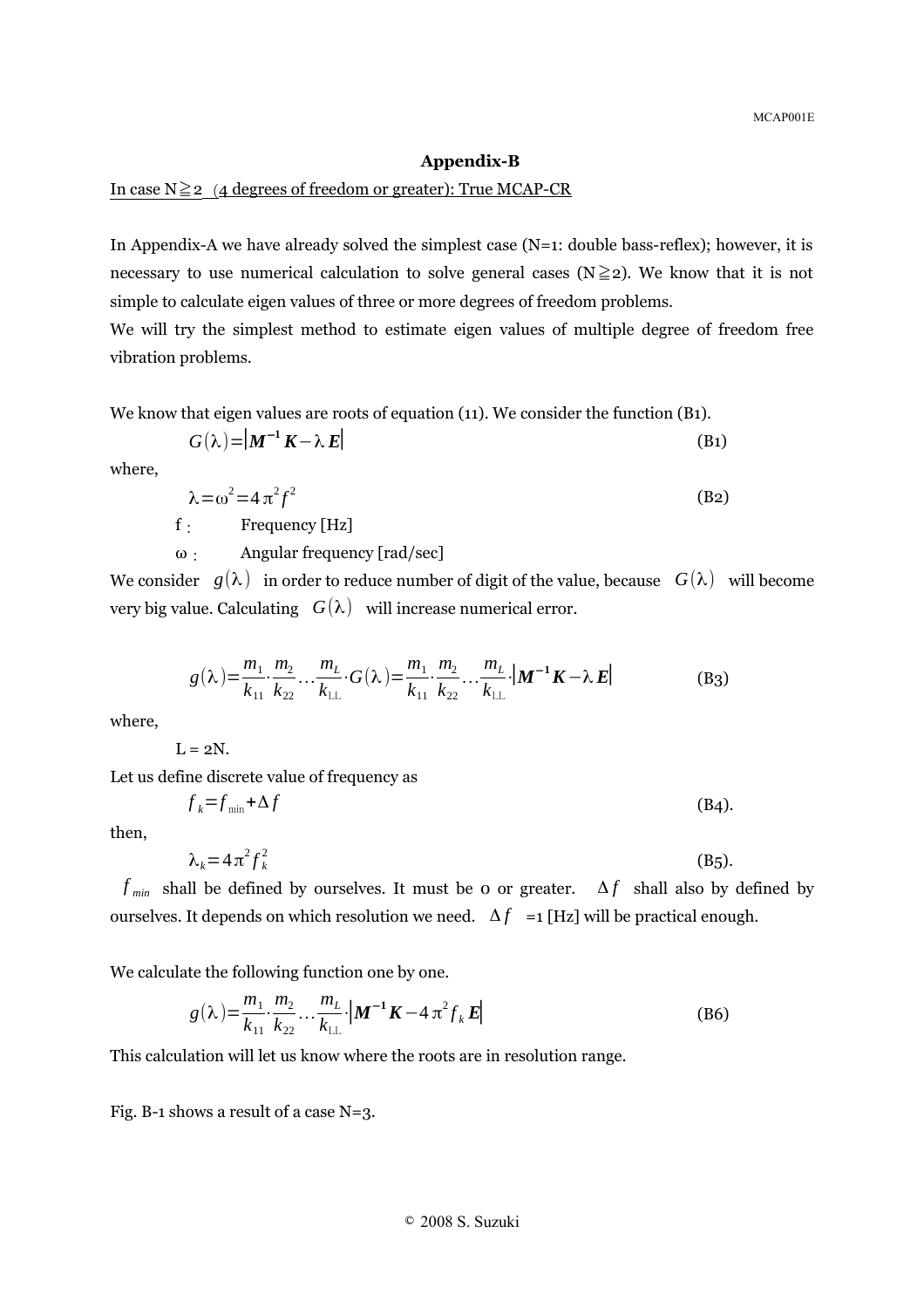## Appendix-B

In case N≧2 (4 degrees of freedom or greater): True MCAP-CR

In Appendix-A we have already solved the simplest case (N=1: double bass-reflex); however, it is necessary to use numerical calculation to solve general cases (N≧2). We know that it is not simple to calculate eigen values of three or more degrees of freedom problems.

We will try the simplest method to estimate eigen values of multiple degree of freedom free vibration problems.

We know that eigen values are roots of equation (11). We consider the function (B1).

$$G(\lambda)=\left|\boldsymbol{M}^{-1}\boldsymbol{K}-\lambda\boldsymbol{E}\right| \tag{B1}$$

where,

$$\lambda=\omega^2=4\pi^2 f^2 \tag{B2}$$

f : Frequency [Hz]

ω : Angular frequency [rad/sec]

We consider $g(\lambda)$ in order to reduce number of digit of the value, because $G(\lambda)$ will become very big value. Calculating $G(\lambda)$ will increase numerical error.

$$g(\lambda)=\frac{m_1}{k_{11}}\cdot\frac{m_2}{k_{22}}\cdots\frac{m_L}{k_{\mathrm{LL}}}\cdot G(\lambda)=\frac{m_1}{k_{11}}\cdot\frac{m_2}{k_{22}}\cdots\frac{m_L}{k_{\mathrm{LL}}}\cdot\left|\boldsymbol{M}^{-1}\boldsymbol{K}-\lambda\boldsymbol{E}\right| \tag{B3}$$

where,

L = 2N.

Let us define discrete value of frequency as

$$f_k=f_{\min}+\Delta f \tag{B4}.$$

then,

$$\lambda_k=4\pi^2 f_k^2 \tag{B5}.$$

$f_{min}$ shall be defined by ourselves. It must be 0 or greater. $\Delta f$ shall also by defined by ourselves. It depends on which resolution we need. $\Delta f$ =1 [Hz] will be practical enough.

We calculate the following function one by one.

$$g(\lambda)=\frac{m_1}{k_{11}}\cdot\frac{m_2}{k_{22}}\cdots\frac{m_L}{k_{\mathrm{LL}}}\cdot\left|\boldsymbol{M}^{-1}\boldsymbol{K}-4\pi^2 f_k\boldsymbol{E}\right| \tag{B6}$$

This calculation will let us know where the roots are in resolution range.

Fig. B-1 shows a result of a case N=3.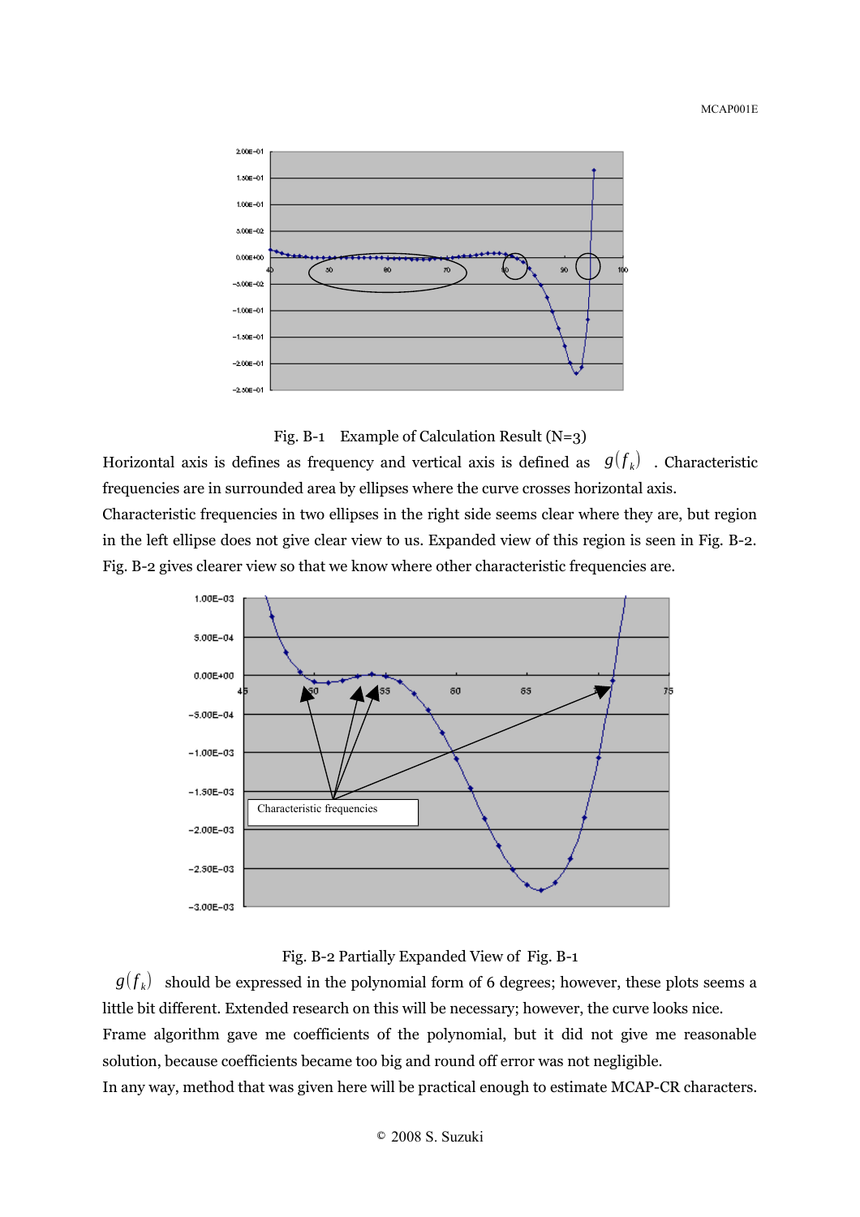2.00E-01
1.50E-01
1.00E-01
5.00E-02
0.00E+00
-5.00E-02
-1.00E-01
-1.50E-01
-2.00E-01
-2.50E-01

40 50 60 70 80 90 100

Fig. B-1 Example of Calculation Result (N=3)

Horizontal axis is defines as frequency and vertical axis is defined as $g(f_k)$ . Characteristic frequencies are in surrounded area by ellipses where the curve crosses horizontal axis.

Characteristic frequencies in two ellipses in the right side seems clear where they are, but region in the left ellipse does not give clear view to us. Expanded view of this region is seen in Fig. B-2. Fig. B-2 gives clearer view so that we know where other characteristic frequencies are.

1.00E-03
5.00E-04
0.00E+00
-5.00E-04
-1.00E-03
-1.50E-03
-2.00E-03
-2.50E-03
-3.00E-03

45 50 55 60 65 70 75

Characteristic frequencies

Fig. B-2 Partially Expanded View of Fig. B-1

$g(f_k)$ should be expressed in the polynomial form of 6 degrees; however, these plots seems a little bit different. Extended research on this will be necessary; however, the curve looks nice.

Frame algorithm gave me coefficients of the polynomial, but it did not give me reasonable solution, because coefficients became too big and round off error was not negligible.

In any way, method that was given here will be practical enough to estimate MCAP-CR characters.

© 2008 S. Suzuki